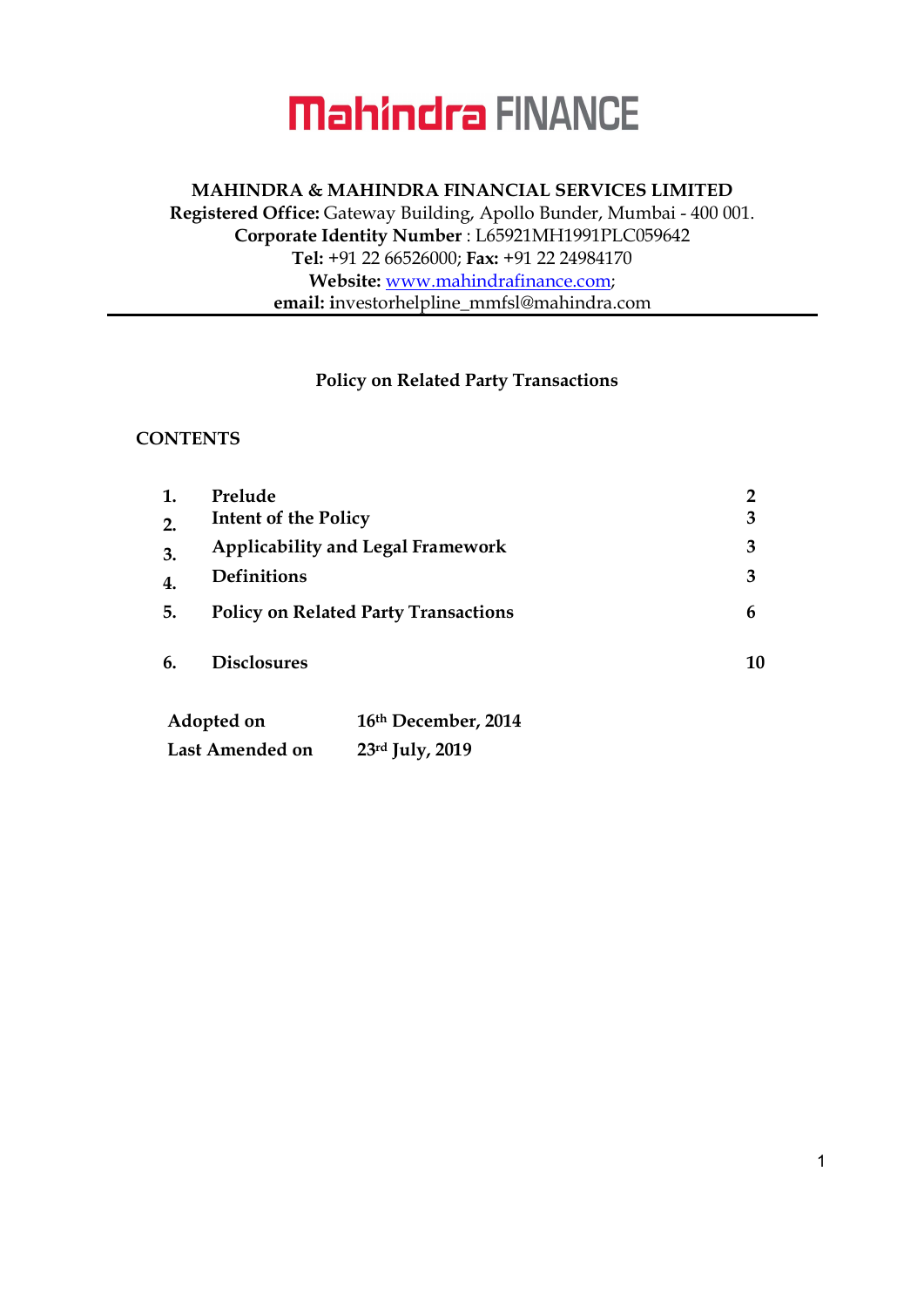# Mahindra FINANCE

**MAHINDRA & MAHINDRA FINANCIAL SERVICES LIMITED**
**Registered Office:** Gateway Building, Apollo Bunder, Mumbai - 400 001.
**Corporate Identity Number** : L65921MH1991PLC059642
**Tel:** +91 22 66526000; **Fax:** +91 22 24984170
**Website:** www.mahindrafinance.com;
**email:** investorhelpline_mmfsl@mahindra.com

---

## Policy on Related Party Transactions

### CONTENTS

| | | |
|---|---|---|
| **1.** | **Prelude** | **2** |
| **2.** | **Intent of the Policy** | **3** |
| **3.** | **Applicability and Legal Framework** | **3** |
| **4.** | **Definitions** | **3** |
| **5.** | **Policy on Related Party Transactions** | **6** |
| **6.** | **Disclosures** | **10** |

| | |
|---|---|
| **Adopted on** | **16th December, 2014** |
| **Last Amended on** | **23rd July, 2019** |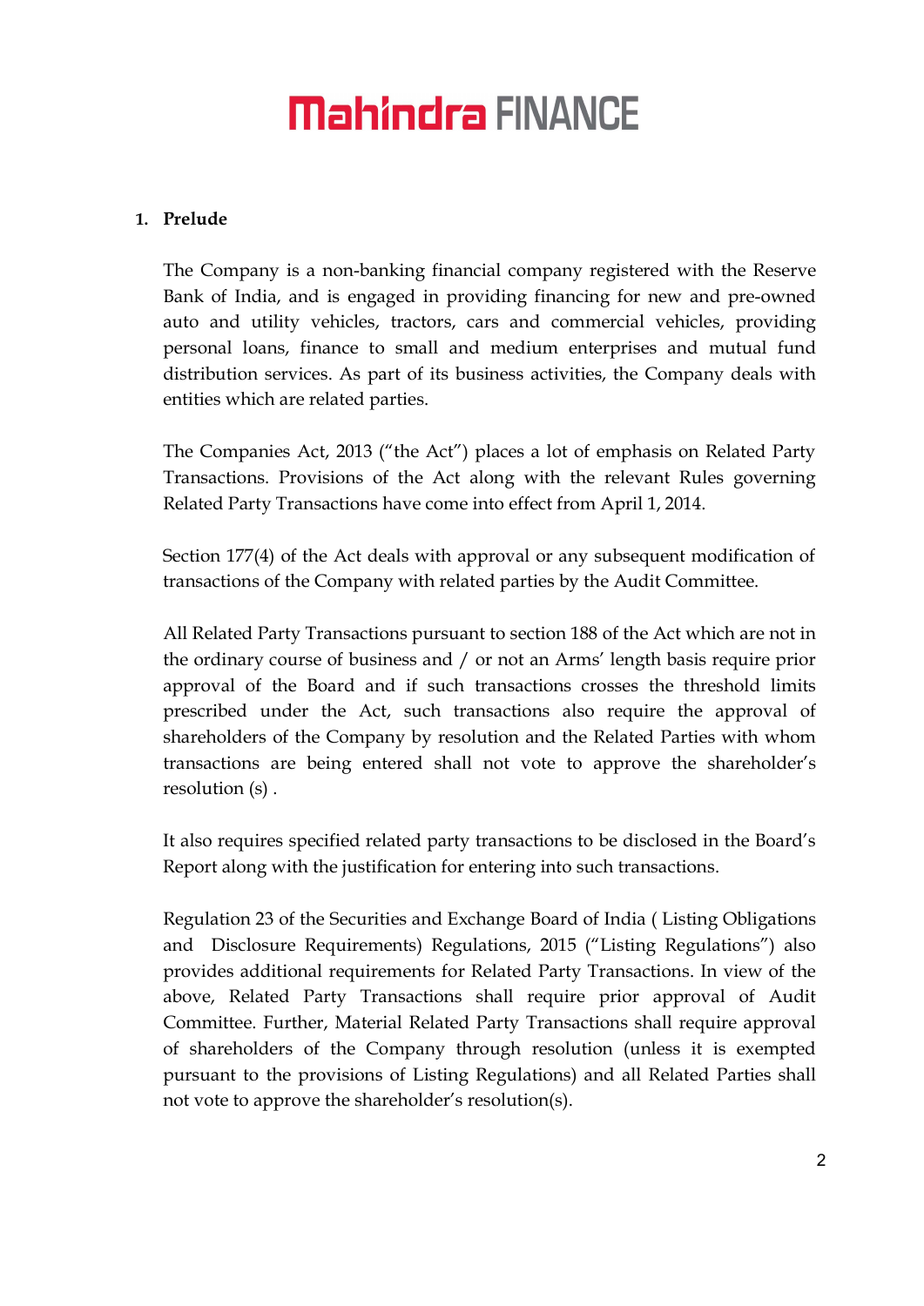## 1. Prelude

The Company is a non-banking financial company registered with the Reserve Bank of India, and is engaged in providing financing for new and pre-owned auto and utility vehicles, tractors, cars and commercial vehicles, providing personal loans, finance to small and medium enterprises and mutual fund distribution services. As part of its business activities, the Company deals with entities which are related parties.

The Companies Act, 2013 ("the Act") places a lot of emphasis on Related Party Transactions. Provisions of the Act along with the relevant Rules governing Related Party Transactions have come into effect from April 1, 2014.

Section 177(4) of the Act deals with approval or any subsequent modification of transactions of the Company with related parties by the Audit Committee.

All Related Party Transactions pursuant to section 188 of the Act which are not in the ordinary course of business and / or not an Arms' length basis require prior approval of the Board and if such transactions crosses the threshold limits prescribed under the Act, such transactions also require the approval of shareholders of the Company by resolution and the Related Parties with whom transactions are being entered shall not vote to approve the shareholder's resolution (s) .

It also requires specified related party transactions to be disclosed in the Board's Report along with the justification for entering into such transactions.

Regulation 23 of the Securities and Exchange Board of India ( Listing Obligations and Disclosure Requirements) Regulations, 2015 ("Listing Regulations") also provides additional requirements for Related Party Transactions. In view of the above, Related Party Transactions shall require prior approval of Audit Committee. Further, Material Related Party Transactions shall require approval of shareholders of the Company through resolution (unless it is exempted pursuant to the provisions of Listing Regulations) and all Related Parties shall not vote to approve the shareholder's resolution(s).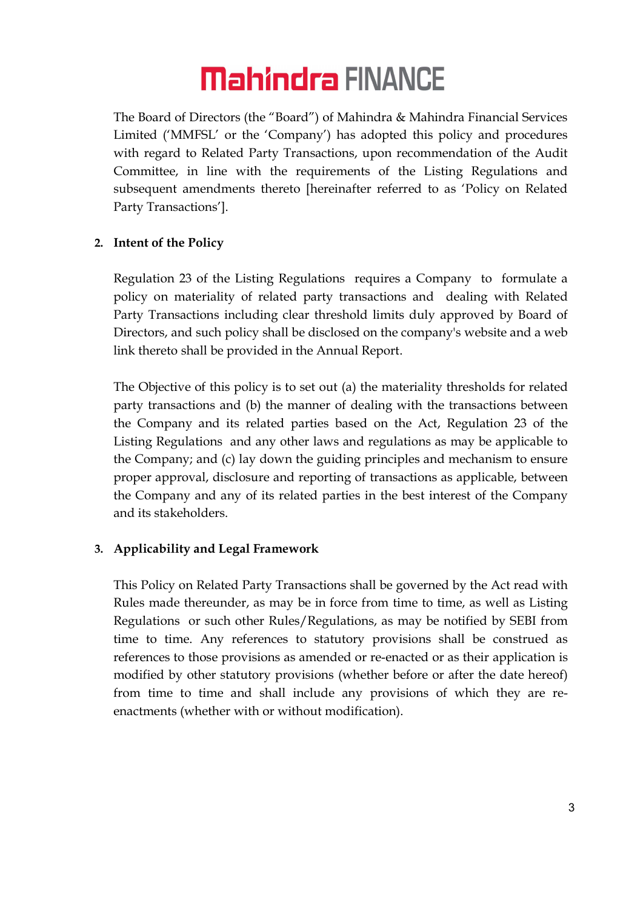The Board of Directors (the "Board") of Mahindra & Mahindra Financial Services Limited ('MMFSL' or the 'Company') has adopted this policy and procedures with regard to Related Party Transactions, upon recommendation of the Audit Committee, in line with the requirements of the Listing Regulations and subsequent amendments thereto [hereinafter referred to as 'Policy on Related Party Transactions'].

## 2. Intent of the Policy

Regulation 23 of the Listing Regulations requires a Company to formulate a policy on materiality of related party transactions and dealing with Related Party Transactions including clear threshold limits duly approved by Board of Directors, and such policy shall be disclosed on the company's website and a web link thereto shall be provided in the Annual Report.

The Objective of this policy is to set out (a) the materiality thresholds for related party transactions and (b) the manner of dealing with the transactions between the Company and its related parties based on the Act, Regulation 23 of the Listing Regulations and any other laws and regulations as may be applicable to the Company; and (c) lay down the guiding principles and mechanism to ensure proper approval, disclosure and reporting of transactions as applicable, between the Company and any of its related parties in the best interest of the Company and its stakeholders.

## 3. Applicability and Legal Framework

This Policy on Related Party Transactions shall be governed by the Act read with Rules made thereunder, as may be in force from time to time, as well as Listing Regulations or such other Rules/Regulations, as may be notified by SEBI from time to time. Any references to statutory provisions shall be construed as references to those provisions as amended or re-enacted or as their application is modified by other statutory provisions (whether before or after the date hereof) from time to time and shall include any provisions of which they are re-enactments (whether with or without modification).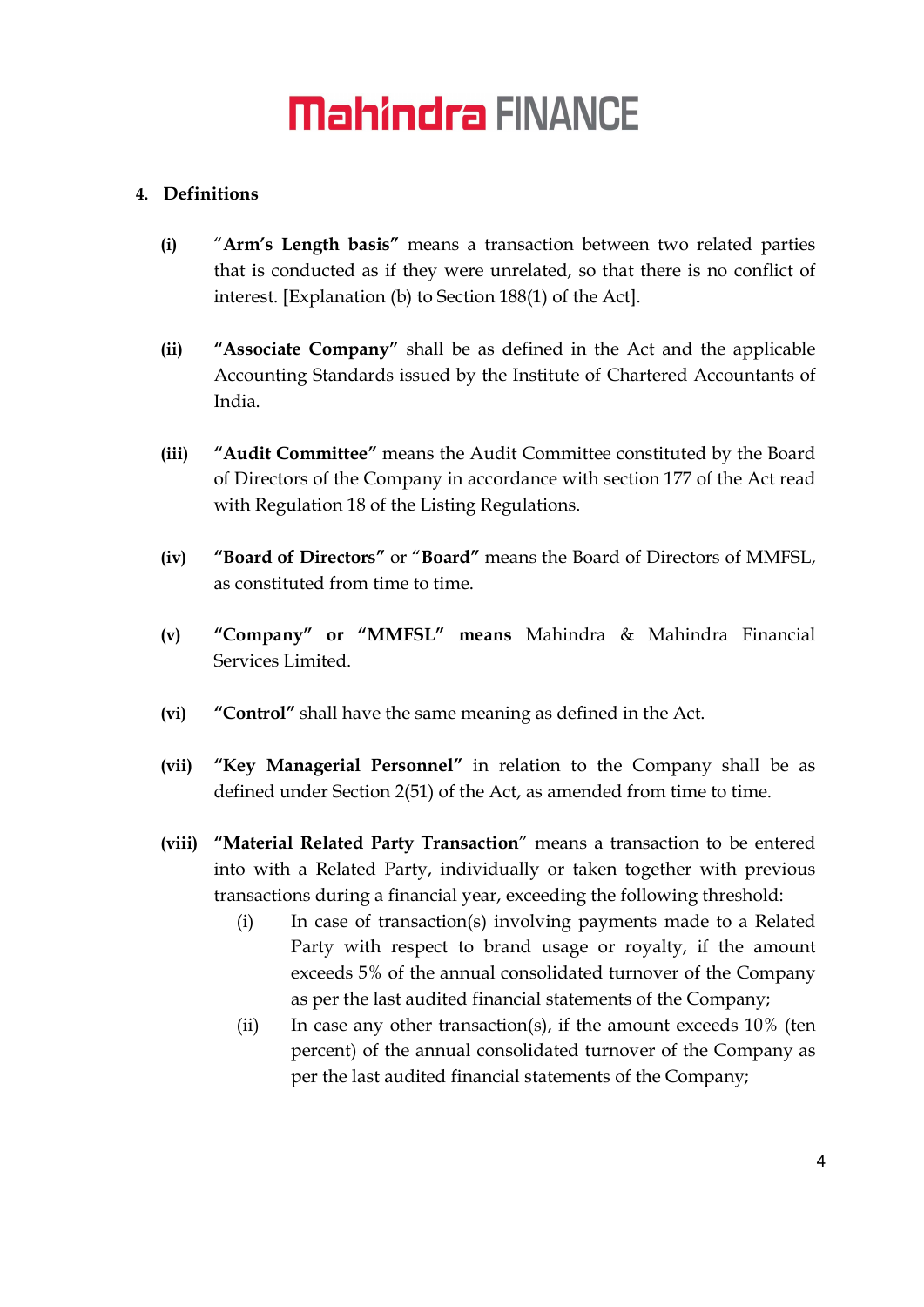## 4. Definitions

**(i)** "**Arm's Length basis"** means a transaction between two related parties that is conducted as if they were unrelated, so that there is no conflict of interest. [Explanation (b) to Section 188(1) of the Act].

**(ii)** **"Associate Company"** shall be as defined in the Act and the applicable Accounting Standards issued by the Institute of Chartered Accountants of India.

**(iii)** **"Audit Committee"** means the Audit Committee constituted by the Board of Directors of the Company in accordance with section 177 of the Act read with Regulation 18 of the Listing Regulations.

**(iv)** **"Board of Directors"** or "**Board"** means the Board of Directors of MMFSL, as constituted from time to time.

**(v)** **"Company" or "MMFSL" means** Mahindra & Mahindra Financial Services Limited.

**(vi)** **"Control"** shall have the same meaning as defined in the Act.

**(vii)** **"Key Managerial Personnel"** in relation to the Company shall be as defined under Section 2(51) of the Act, as amended from time to time.

**(viii)** "**Material Related Party Transaction**" means a transaction to be entered into with a Related Party, individually or taken together with previous transactions during a financial year, exceeding the following threshold:

(i) In case of transaction(s) involving payments made to a Related Party with respect to brand usage or royalty, if the amount exceeds 5% of the annual consolidated turnover of the Company as per the last audited financial statements of the Company;

(ii) In case any other transaction(s), if the amount exceeds 10% (ten percent) of the annual consolidated turnover of the Company as per the last audited financial statements of the Company;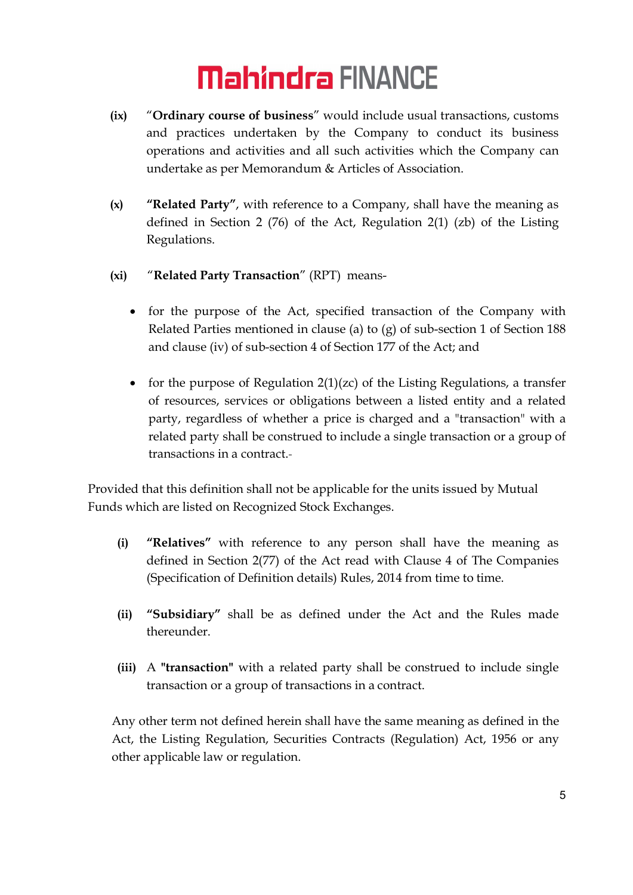**(ix)** "**Ordinary course of business**" would include usual transactions, customs and practices undertaken by the Company to conduct its business operations and activities and all such activities which the Company can undertake as per Memorandum & Articles of Association.

**(x)** **"Related Party"**, with reference to a Company, shall have the meaning as defined in Section 2 (76) of the Act, Regulation 2(1) (zb) of the Listing Regulations.

**(xi)** "**Related Party Transaction**" (RPT) means-

- for the purpose of the Act, specified transaction of the Company with Related Parties mentioned in clause (a) to (g) of sub-section 1 of Section 188 and clause (iv) of sub-section 4 of Section 177 of the Act; and

- for the purpose of Regulation 2(1)(zc) of the Listing Regulations, a transfer of resources, services or obligations between a listed entity and a related party, regardless of whether a price is charged and a "transaction" with a related party shall be construed to include a single transaction or a group of transactions in a contract.-

Provided that this definition shall not be applicable for the units issued by Mutual Funds which are listed on Recognized Stock Exchanges.

**(i)** **"Relatives"** with reference to any person shall have the meaning as defined in Section 2(77) of the Act read with Clause 4 of The Companies (Specification of Definition details) Rules, 2014 from time to time.

**(ii)** **"Subsidiary"** shall be as defined under the Act and the Rules made thereunder.

**(iii)** A **"transaction"** with a related party shall be construed to include single transaction or a group of transactions in a contract.

Any other term not defined herein shall have the same meaning as defined in the Act, the Listing Regulation, Securities Contracts (Regulation) Act, 1956 or any other applicable law or regulation.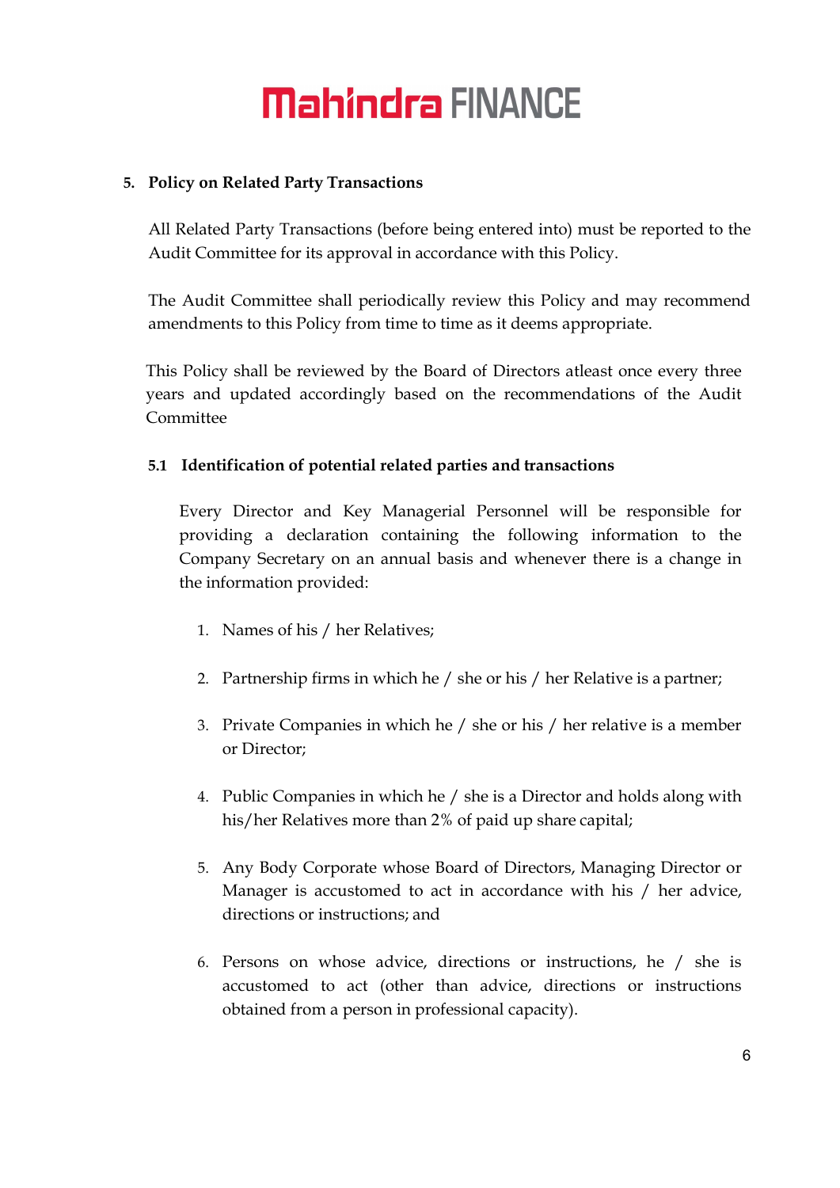## 5. Policy on Related Party Transactions

All Related Party Transactions (before being entered into) must be reported to the Audit Committee for its approval in accordance with this Policy.

The Audit Committee shall periodically review this Policy and may recommend amendments to this Policy from time to time as it deems appropriate.

This Policy shall be reviewed by the Board of Directors atleast once every three years and updated accordingly based on the recommendations of the Audit Committee

### 5.1 Identification of potential related parties and transactions

Every Director and Key Managerial Personnel will be responsible for providing a declaration containing the following information to the Company Secretary on an annual basis and whenever there is a change in the information provided:

1. Names of his / her Relatives;
2. Partnership firms in which he / she or his / her Relative is a partner;
3. Private Companies in which he / she or his / her relative is a member or Director;
4. Public Companies in which he / she is a Director and holds along with his/her Relatives more than 2% of paid up share capital;
5. Any Body Corporate whose Board of Directors, Managing Director or Manager is accustomed to act in accordance with his / her advice, directions or instructions; and
6. Persons on whose advice, directions or instructions, he / she is accustomed to act (other than advice, directions or instructions obtained from a person in professional capacity).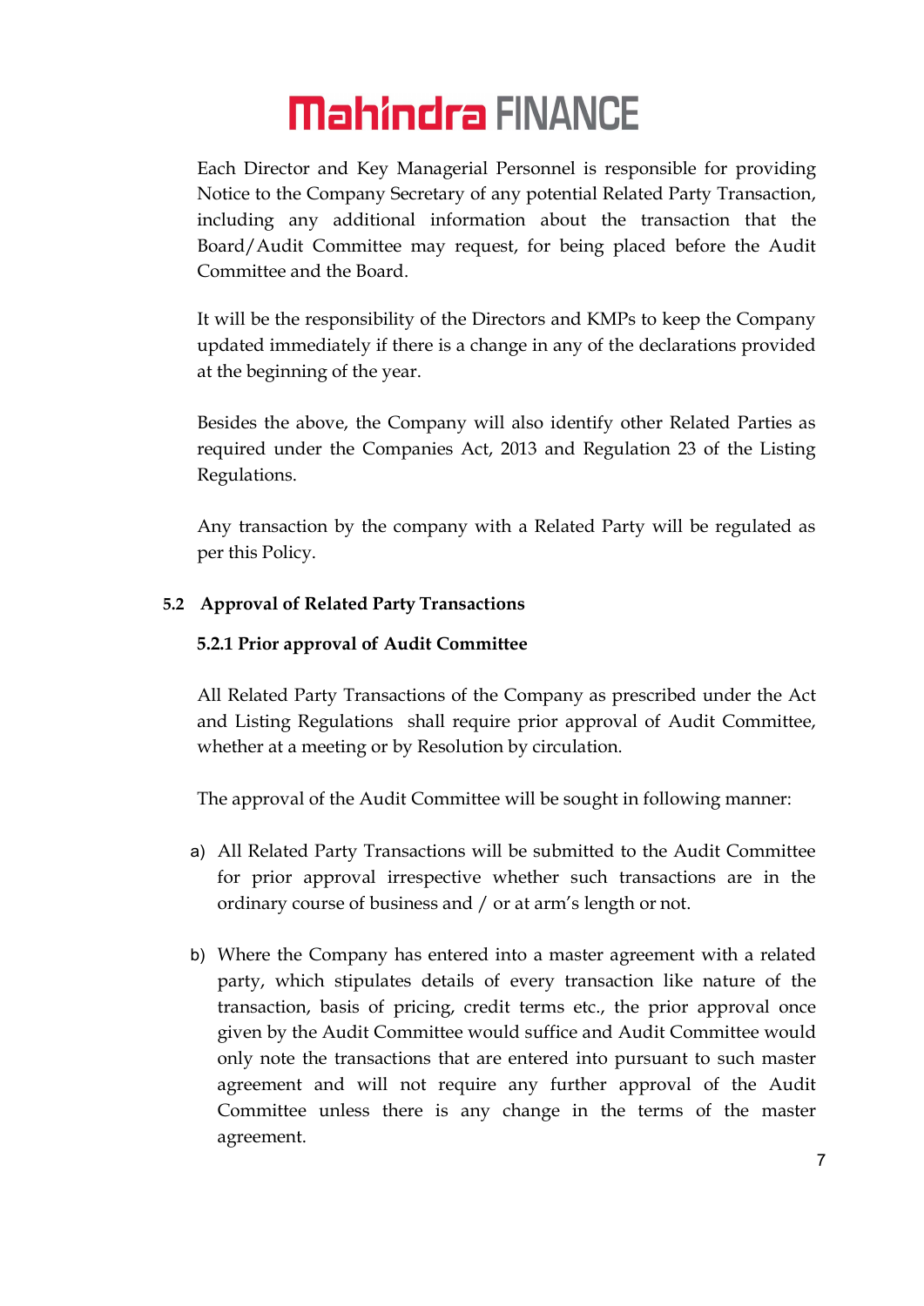Each Director and Key Managerial Personnel is responsible for providing Notice to the Company Secretary of any potential Related Party Transaction, including any additional information about the transaction that the Board/Audit Committee may request, for being placed before the Audit Committee and the Board.

It will be the responsibility of the Directors and KMPs to keep the Company updated immediately if there is a change in any of the declarations provided at the beginning of the year.

Besides the above, the Company will also identify other Related Parties as required under the Companies Act, 2013 and Regulation 23 of the Listing Regulations.

Any transaction by the company with a Related Party will be regulated as per this Policy.

### 5.2 Approval of Related Party Transactions

#### 5.2.1 Prior approval of Audit Committee

All Related Party Transactions of the Company as prescribed under the Act and Listing Regulations shall require prior approval of Audit Committee, whether at a meeting or by Resolution by circulation.

The approval of the Audit Committee will be sought in following manner:

a) All Related Party Transactions will be submitted to the Audit Committee for prior approval irrespective whether such transactions are in the ordinary course of business and / or at arm's length or not.

b) Where the Company has entered into a master agreement with a related party, which stipulates details of every transaction like nature of the transaction, basis of pricing, credit terms etc., the prior approval once given by the Audit Committee would suffice and Audit Committee would only note the transactions that are entered into pursuant to such master agreement and will not require any further approval of the Audit Committee unless there is any change in the terms of the master agreement.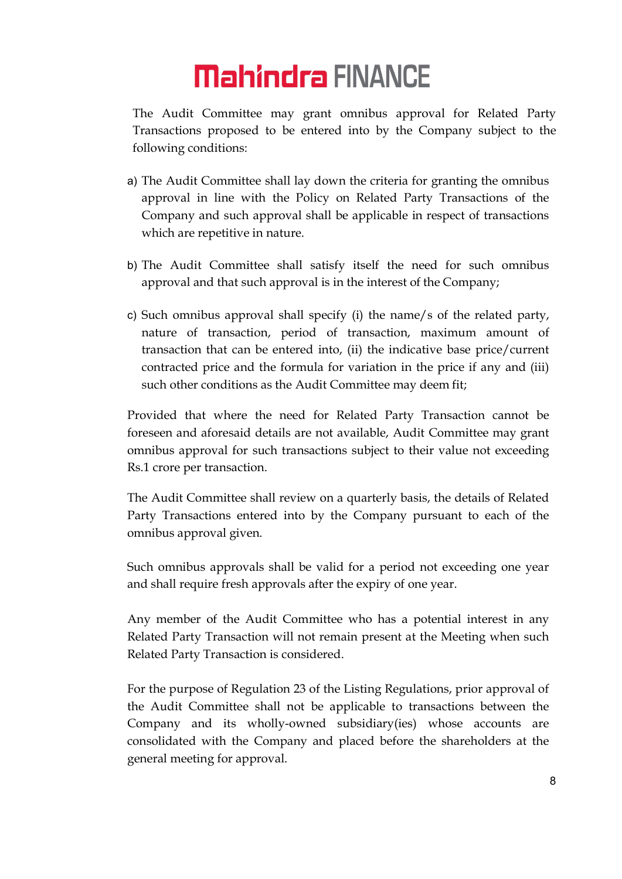The Audit Committee may grant omnibus approval for Related Party Transactions proposed to be entered into by the Company subject to the following conditions:

a) The Audit Committee shall lay down the criteria for granting the omnibus approval in line with the Policy on Related Party Transactions of the Company and such approval shall be applicable in respect of transactions which are repetitive in nature.

b) The Audit Committee shall satisfy itself the need for such omnibus approval and that such approval is in the interest of the Company;

c) Such omnibus approval shall specify (i) the name/s of the related party, nature of transaction, period of transaction, maximum amount of transaction that can be entered into, (ii) the indicative base price/current contracted price and the formula for variation in the price if any and (iii) such other conditions as the Audit Committee may deem fit;

Provided that where the need for Related Party Transaction cannot be foreseen and aforesaid details are not available, Audit Committee may grant omnibus approval for such transactions subject to their value not exceeding Rs.1 crore per transaction.

The Audit Committee shall review on a quarterly basis, the details of Related Party Transactions entered into by the Company pursuant to each of the omnibus approval given.

Such omnibus approvals shall be valid for a period not exceeding one year and shall require fresh approvals after the expiry of one year.

Any member of the Audit Committee who has a potential interest in any Related Party Transaction will not remain present at the Meeting when such Related Party Transaction is considered.

For the purpose of Regulation 23 of the Listing Regulations, prior approval of the Audit Committee shall not be applicable to transactions between the Company and its wholly-owned subsidiary(ies) whose accounts are consolidated with the Company and placed before the shareholders at the general meeting for approval.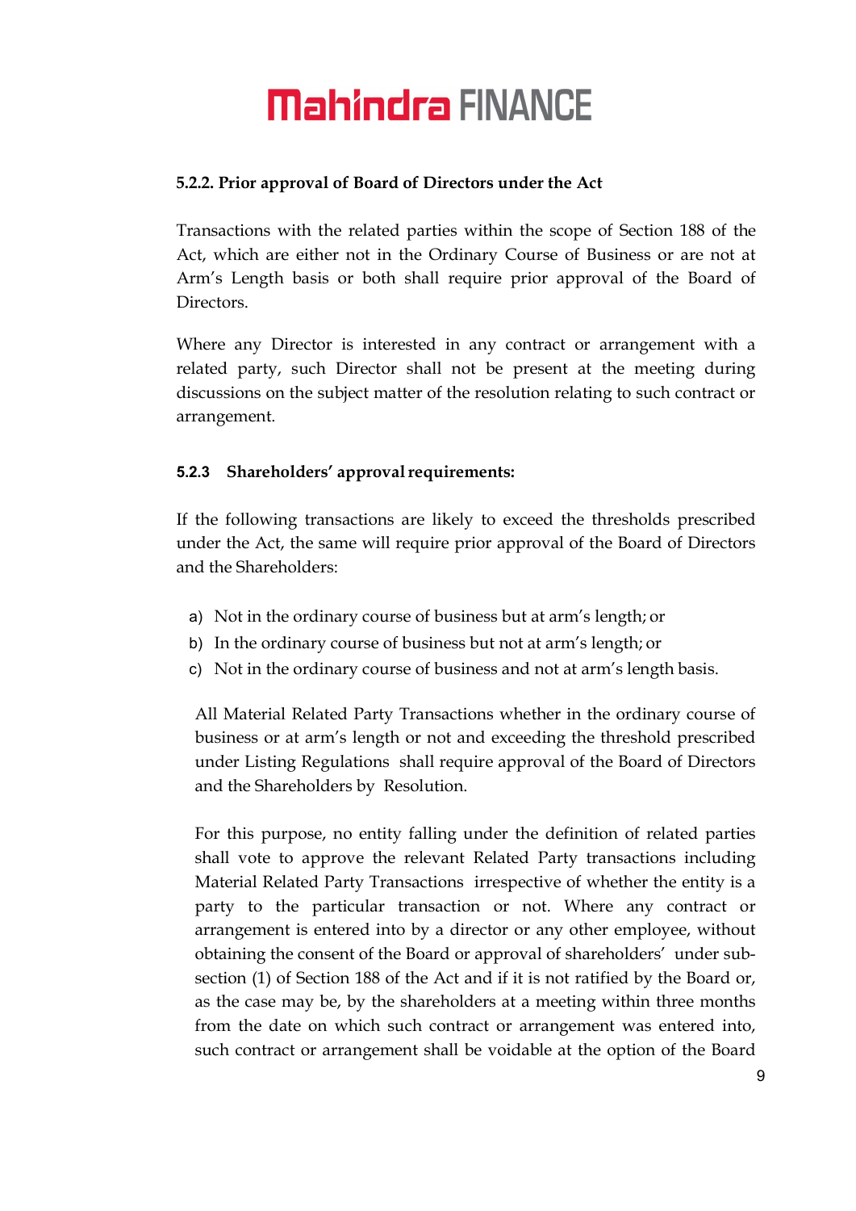#### 5.2.2. Prior approval of Board of Directors under the Act

Transactions with the related parties within the scope of Section 188 of the Act, which are either not in the Ordinary Course of Business or are not at Arm's Length basis or both shall require prior approval of the Board of Directors.

Where any Director is interested in any contract or arrangement with a related party, such Director shall not be present at the meeting during discussions on the subject matter of the resolution relating to such contract or arrangement.

#### 5.2.3 Shareholders' approval requirements:

If the following transactions are likely to exceed the thresholds prescribed under the Act, the same will require prior approval of the Board of Directors and the Shareholders:

a) Not in the ordinary course of business but at arm's length; or
b) In the ordinary course of business but not at arm's length; or
c) Not in the ordinary course of business and not at arm's length basis.

All Material Related Party Transactions whether in the ordinary course of business or at arm's length or not and exceeding the threshold prescribed under Listing Regulations shall require approval of the Board of Directors and the Shareholders by Resolution.

For this purpose, no entity falling under the definition of related parties shall vote to approve the relevant Related Party transactions including Material Related Party Transactions irrespective of whether the entity is a party to the particular transaction or not. Where any contract or arrangement is entered into by a director or any other employee, without obtaining the consent of the Board or approval of shareholders' under sub-section (1) of Section 188 of the Act and if it is not ratified by the Board or, as the case may be, by the shareholders at a meeting within three months from the date on which such contract or arrangement was entered into, such contract or arrangement shall be voidable at the option of the Board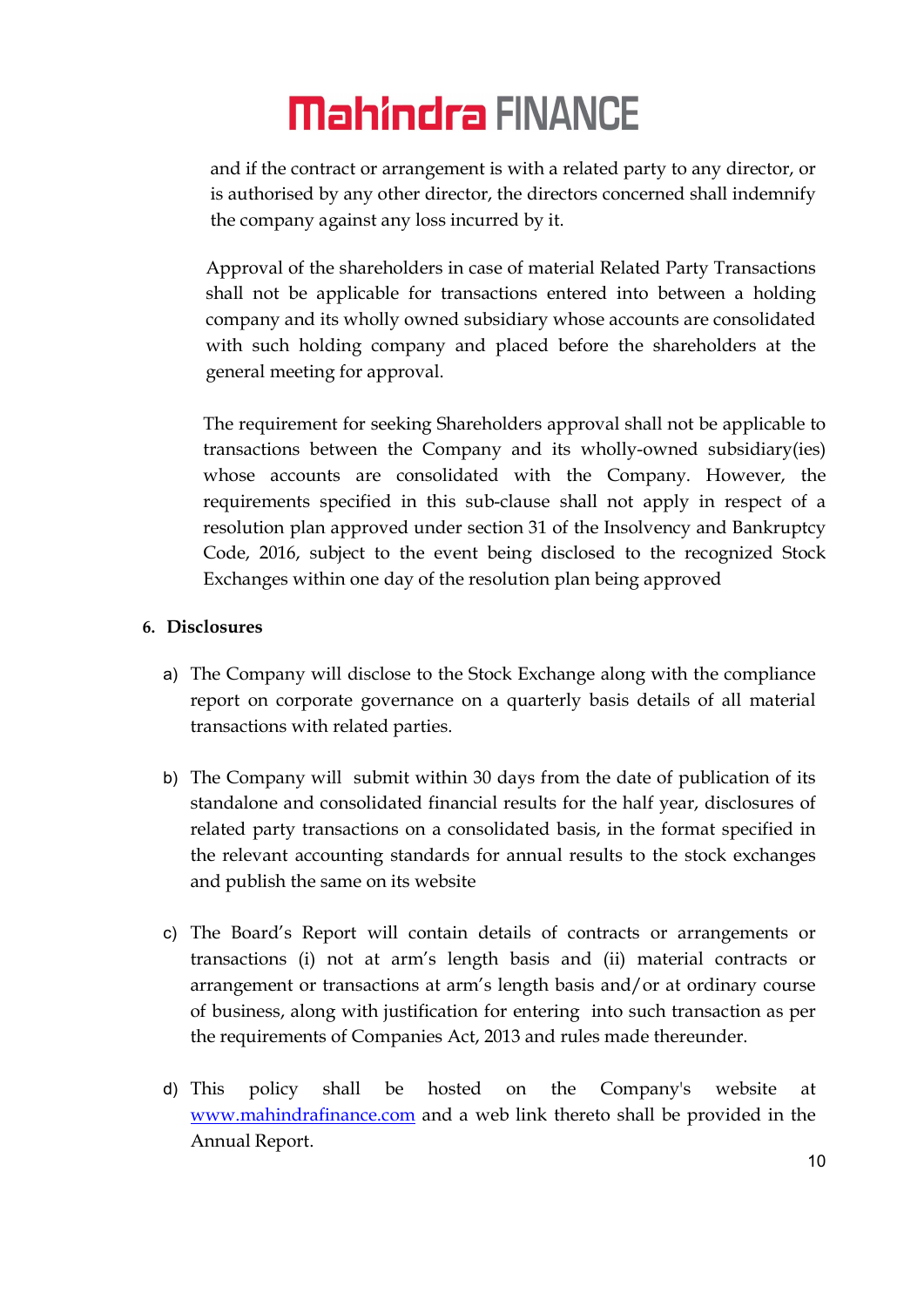and if the contract or arrangement is with a related party to any director, or is authorised by any other director, the directors concerned shall indemnify the company against any loss incurred by it.

Approval of the shareholders in case of material Related Party Transactions shall not be applicable for transactions entered into between a holding company and its wholly owned subsidiary whose accounts are consolidated with such holding company and placed before the shareholders at the general meeting for approval.

The requirement for seeking Shareholders approval shall not be applicable to transactions between the Company and its wholly-owned subsidiary(ies) whose accounts are consolidated with the Company. However, the requirements specified in this sub-clause shall not apply in respect of a resolution plan approved under section 31 of the Insolvency and Bankruptcy Code, 2016, subject to the event being disclosed to the recognized Stock Exchanges within one day of the resolution plan being approved

**6. Disclosures**

a) The Company will disclose to the Stock Exchange along with the compliance report on corporate governance on a quarterly basis details of all material transactions with related parties.

b) The Company will submit within 30 days from the date of publication of its standalone and consolidated financial results for the half year, disclosures of related party transactions on a consolidated basis, in the format specified in the relevant accounting standards for annual results to the stock exchanges and publish the same on its website

c) The Board's Report will contain details of contracts or arrangements or transactions (i) not at arm's length basis and (ii) material contracts or arrangement or transactions at arm's length basis and/or at ordinary course of business, along with justification for entering into such transaction as per the requirements of Companies Act, 2013 and rules made thereunder.

d) This policy shall be hosted on the Company's website at www.mahindrafinance.com and a web link thereto shall be provided in the Annual Report.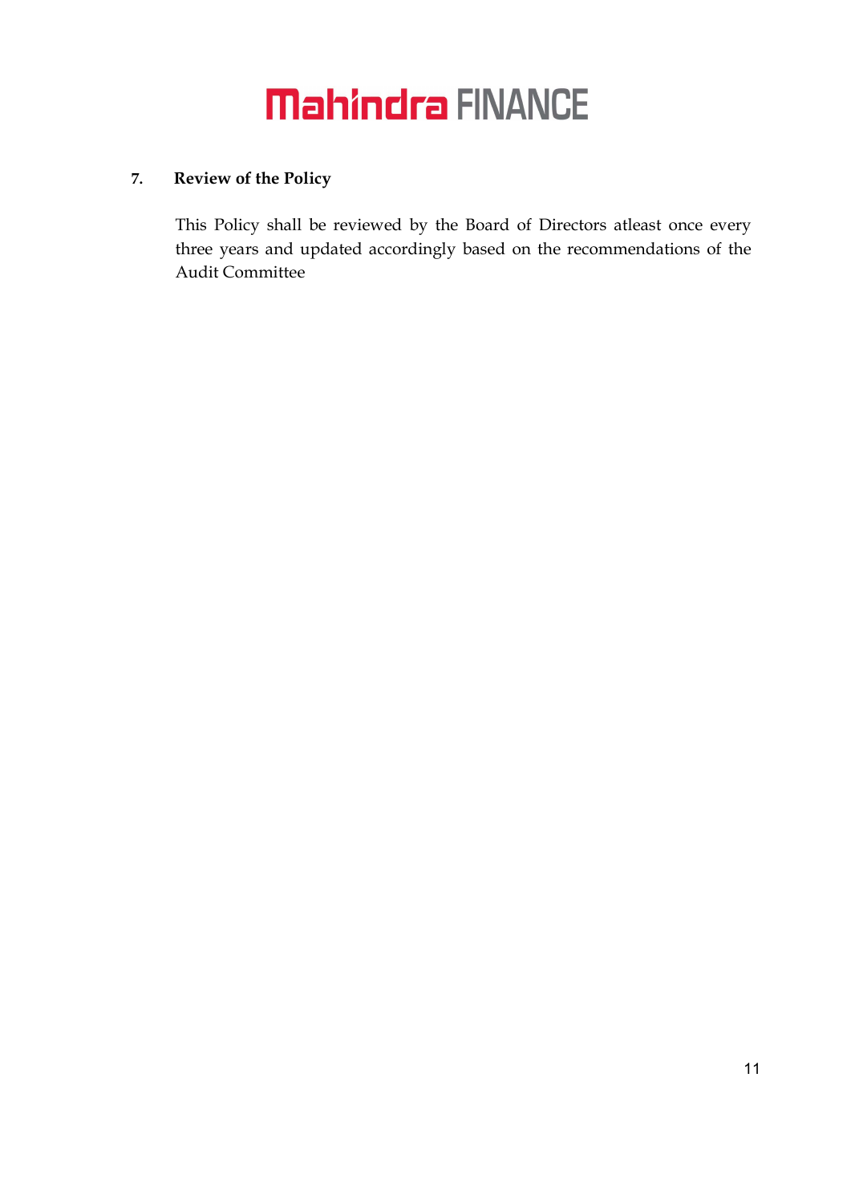## 7. Review of the Policy

This Policy shall be reviewed by the Board of Directors atleast once every three years and updated accordingly based on the recommendations of the Audit Committee